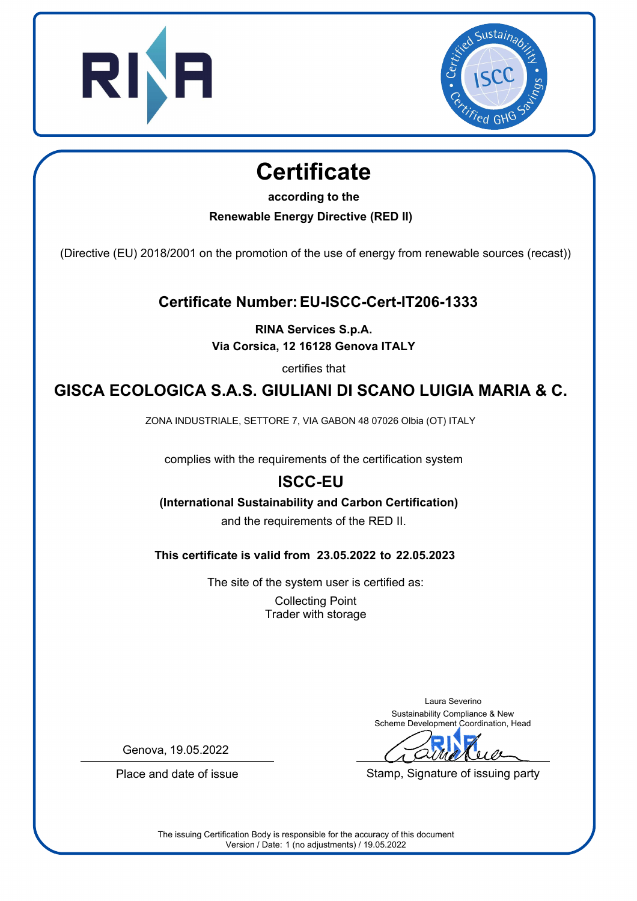# Certificate

**according to the**

**Renewable Energy Directive (RED II)**

(Directive (EU) 2018/2001 on the promotion of the use of energy from renewable sources (recast))

## Certificate Number: EU-ISCC-Cert-IT206-1333

**RINA Services S.p.A.**
**Via Corsica, 12 16128 Genova ITALY**

certifies that

## GISCA ECOLOGICA S.A.S. GIULIANI DI SCANO LUIGIA MARIA & C.

ZONA INDUSTRIALE, SETTORE 7, VIA GABON 48 07026 Olbia (OT) ITALY

complies with the requirements of the certification system

## ISCC-EU

**(International Sustainability and Carbon Certification)**

and the requirements of the RED II.

**This certificate is valid from 23.05.2022 to 22.05.2023**

The site of the system user is certified as:

Collecting Point
Trader with storage

Genova, 19.05.2022

Place and date of issue

Laura Severino
Sustainability Compliance & New Scheme Development Coordination, Head

Stamp, Signature of issuing party

The issuing Certification Body is responsible for the accuracy of this document
Version / Date: 1 (no adjustments) / 19.05.2022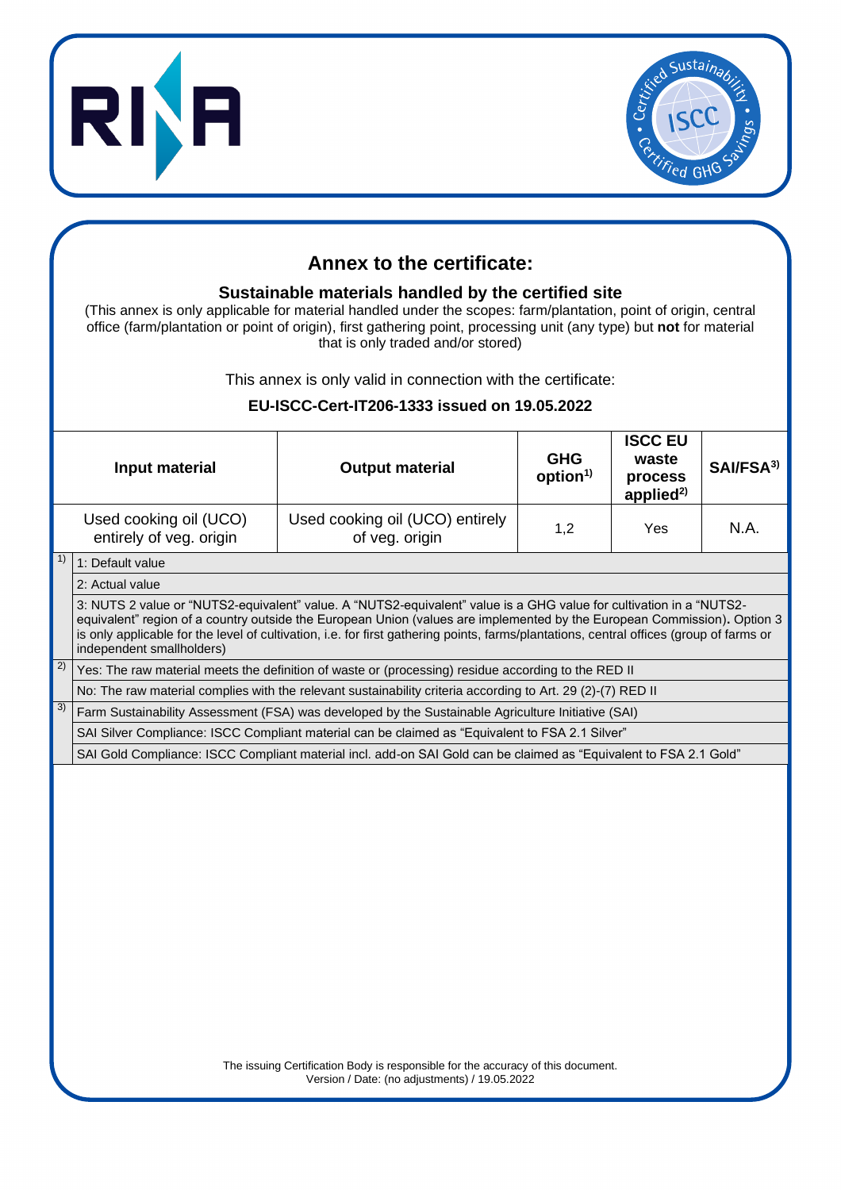# Annex to the certificate:

## Sustainable materials handled by the certified site

(This annex is only applicable for material handled under the scopes: farm/plantation, point of origin, central office (farm/plantation or point of origin), first gathering point, processing unit (any type) but **not** for material that is only traded and/or stored)

This annex is only valid in connection with the certificate:

**EU-ISCC-Cert-IT206-1333 issued on 19.05.2022**

| Input material | Output material | GHG option[1] | ISCC EU waste process applied[2] | SAI/FSA[3] |
|---|---|---|---|---|
| Used cooking oil (UCO) entirely of veg. origin | Used cooking oil (UCO) entirely of veg. origin | 1,2 | Yes | N.A. |

[1] 1: Default value

2: Actual value

3: NUTS 2 value or "NUTS2-equivalent" value. A "NUTS2-equivalent" value is a GHG value for cultivation in a "NUTS2-equivalent" region of a country outside the European Union (values are implemented by the European Commission). Option 3 is only applicable for the level of cultivation, i.e. for first gathering points, farms/plantations, central offices (group of farms or independent smallholders)

[2] Yes: The raw material meets the definition of waste or (processing) residue according to the RED II

No: The raw material complies with the relevant sustainability criteria according to Art. 29 (2)-(7) RED II

[3] Farm Sustainability Assessment (FSA) was developed by the Sustainable Agriculture Initiative (SAI)

SAI Silver Compliance: ISCC Compliant material can be claimed as "Equivalent to FSA 2.1 Silver"

SAI Gold Compliance: ISCC Compliant material incl. add-on SAI Gold can be claimed as "Equivalent to FSA 2.1 Gold"

The issuing Certification Body is responsible for the accuracy of this document.
Version / Date: (no adjustments) / 19.05.2022